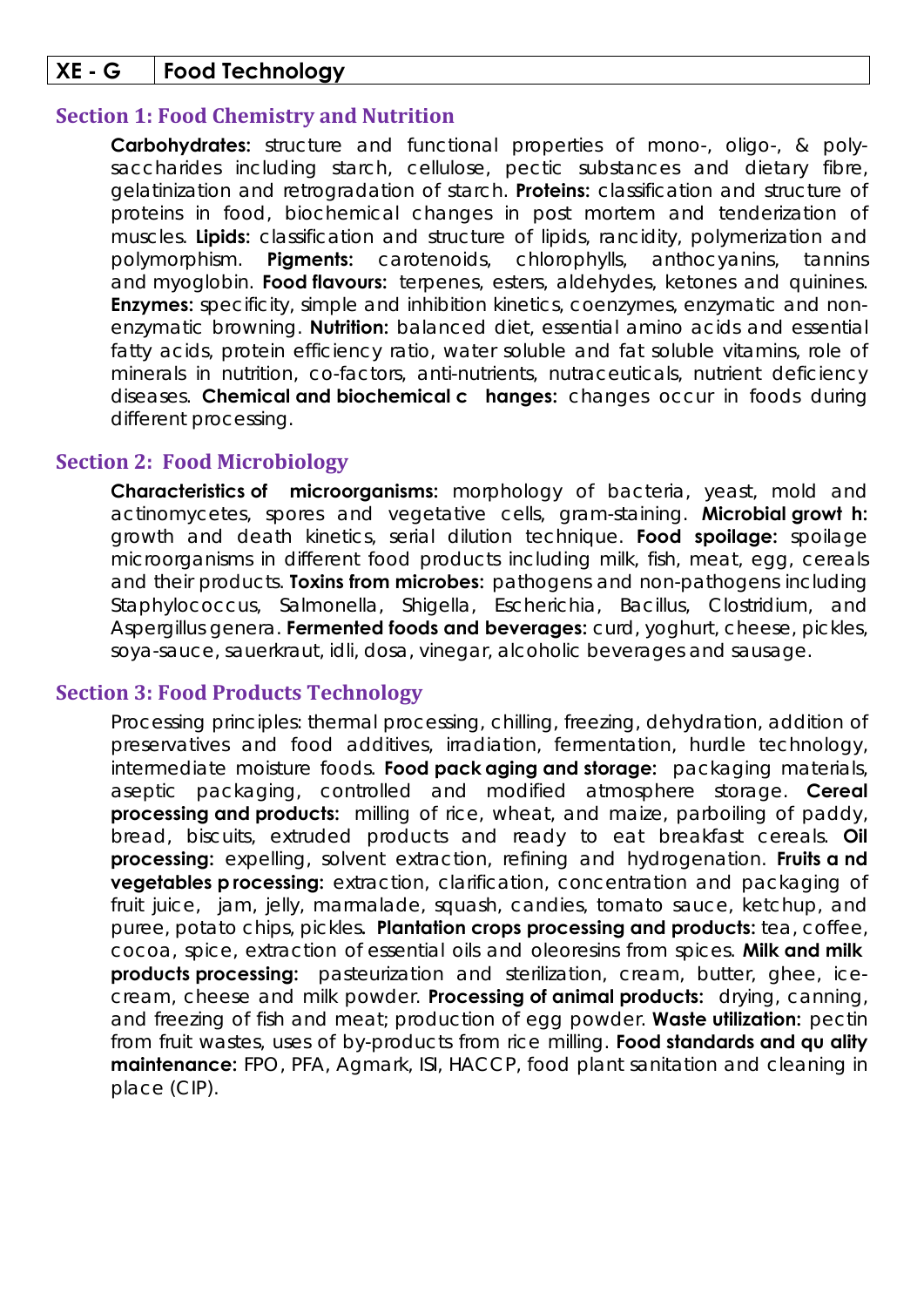| XE - G | Food Technology |
| --- | --- |

## Section 1: Food Chemistry and Nutrition

**Carbohydrates:** structure and functional properties of mono-, oligo-, & poly-saccharides including starch, cellulose, pectic substances and dietary fibre, gelatinization and retrogradation of starch. **Proteins:** classification and structure of proteins in food, biochemical changes in post mortem and tenderization of muscles. **Lipids:** classification and structure of lipids, rancidity, polymerization and polymorphism. **Pigments:** carotenoids, chlorophylls, anthocyanins, tannins and myoglobin. **Food flavours:** terpenes, esters, aldehydes, ketones and quinines. **Enzymes:** specificity, simple and inhibition kinetics, coenzymes, enzymatic and non-enzymatic browning. **Nutrition:** balanced diet, essential amino acids and essential fatty acids, protein efficiency ratio, water soluble and fat soluble vitamins, role of minerals in nutrition, co-factors, anti-nutrients, nutraceuticals, nutrient deficiency diseases. **Chemical and biochemical c hanges:** changes occur in foods during different processing.

## Section 2: Food Microbiology

**Characteristics of microorganisms:** morphology of bacteria, yeast, mold and actinomycetes, spores and vegetative cells, gram-staining. **Microbial growt h:** growth and death kinetics, serial dilution technique. **Food spoilage:** spoilage microorganisms in different food products including milk, fish, meat, egg, cereals and their products. **Toxins from microbes:** pathogens and non-pathogens including Staphylococcus, Salmonella, Shigella, Escherichia, Bacillus, Clostridium, and Aspergillus genera. **Fermented foods and beverages:** curd, yoghurt, cheese, pickles, soya-sauce, sauerkraut, idli, dosa, vinegar, alcoholic beverages and sausage.

## Section 3: Food Products Technology

Processing principles: thermal processing, chilling, freezing, dehydration, addition of preservatives and food additives, irradiation, fermentation, hurdle technology, intermediate moisture foods. **Food pack aging and storage:** packaging materials, aseptic packaging, controlled and modified atmosphere storage. **Cereal processing and products:** milling of rice, wheat, and maize, parboiling of paddy, bread, biscuits, extruded products and ready to eat breakfast cereals. **Oil processing:** expelling, solvent extraction, refining and hydrogenation. **Fruits a nd vegetables p rocessing:** extraction, clarification, concentration and packaging of fruit juice, jam, jelly, marmalade, squash, candies, tomato sauce, ketchup, and puree, potato chips, pickles. **Plantation crops processing and products:** tea, coffee, cocoa, spice, extraction of essential oils and oleoresins from spices. **Milk and milk products processing:** pasteurization and sterilization, cream, butter, ghee, ice-cream, cheese and milk powder. **Processing of animal products:** drying, canning, and freezing of fish and meat; production of egg powder. **Waste utilization:** pectin from fruit wastes, uses of by-products from rice milling. **Food standards and qu ality maintenance:** FPO, PFA, Agmark, ISI, HACCP, food plant sanitation and cleaning in place (CIP).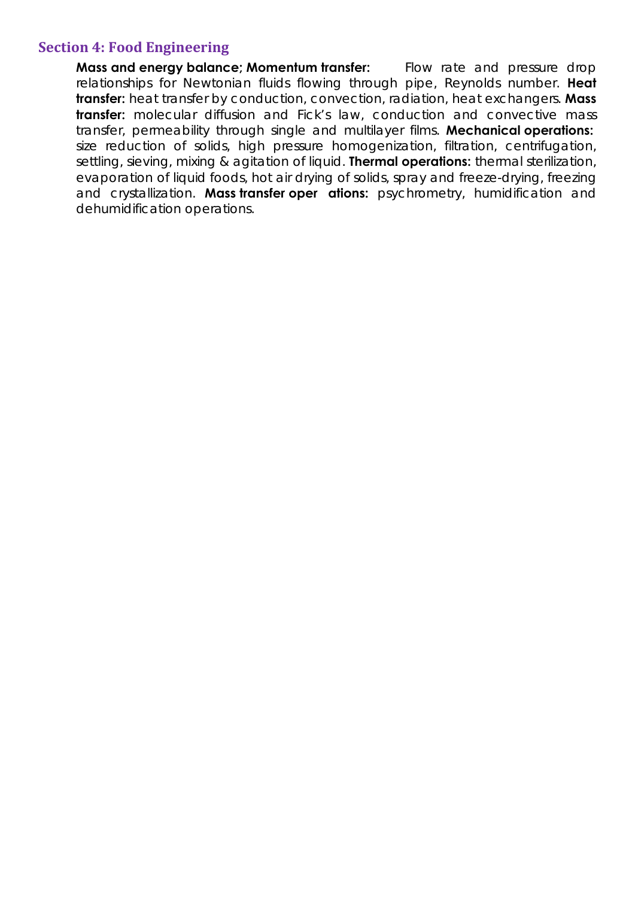## Section 4: Food Engineering

**Mass and energy balance**; **Momentum transfer:** Flow rate and pressure drop relationships for Newtonian fluids flowing through pipe, Reynolds number. **Heat transfer:** heat transfer by conduction, convection, radiation, heat exchangers. **Mass transfer:** molecular diffusion and Fick's law, conduction and convective mass transfer, permeability through single and multilayer films. **Mechanical operations:** size reduction of solids, high pressure homogenization, filtration, centrifugation, settling, sieving, mixing & agitation of liquid. **Thermal operations:** thermal sterilization, evaporation of liquid foods, hot air drying of solids, spray and freeze-drying, freezing and crystallization. **Mass transfer operations:** psychrometry, humidification and dehumidification operations.